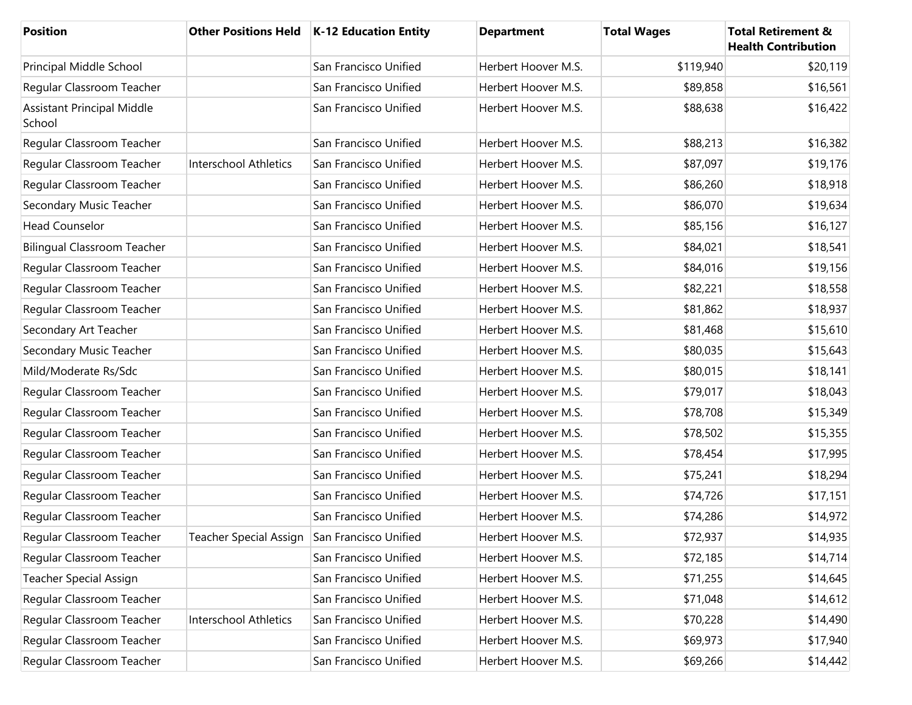| Position | Other Positions Held | K-12 Education Entity | Department | Total Wages | Total Retirement & Health Contribution |
|---|---|---|---|---|---|
| Principal Middle School | | San Francisco Unified | Herbert Hoover M.S. | $119,940 | $20,119 |
| Regular Classroom Teacher | | San Francisco Unified | Herbert Hoover M.S. | $89,858 | $16,561 |
| Assistant Principal Middle School | | San Francisco Unified | Herbert Hoover M.S. | $88,638 | $16,422 |
| Regular Classroom Teacher | | San Francisco Unified | Herbert Hoover M.S. | $88,213 | $16,382 |
| Regular Classroom Teacher | Interschool Athletics | San Francisco Unified | Herbert Hoover M.S. | $87,097 | $19,176 |
| Regular Classroom Teacher | | San Francisco Unified | Herbert Hoover M.S. | $86,260 | $18,918 |
| Secondary Music Teacher | | San Francisco Unified | Herbert Hoover M.S. | $86,070 | $19,634 |
| Head Counselor | | San Francisco Unified | Herbert Hoover M.S. | $85,156 | $16,127 |
| Bilingual Classroom Teacher | | San Francisco Unified | Herbert Hoover M.S. | $84,021 | $18,541 |
| Regular Classroom Teacher | | San Francisco Unified | Herbert Hoover M.S. | $84,016 | $19,156 |
| Regular Classroom Teacher | | San Francisco Unified | Herbert Hoover M.S. | $82,221 | $18,558 |
| Regular Classroom Teacher | | San Francisco Unified | Herbert Hoover M.S. | $81,862 | $18,937 |
| Secondary Art Teacher | | San Francisco Unified | Herbert Hoover M.S. | $81,468 | $15,610 |
| Secondary Music Teacher | | San Francisco Unified | Herbert Hoover M.S. | $80,035 | $15,643 |
| Mild/Moderate Rs/Sdc | | San Francisco Unified | Herbert Hoover M.S. | $80,015 | $18,141 |
| Regular Classroom Teacher | | San Francisco Unified | Herbert Hoover M.S. | $79,017 | $18,043 |
| Regular Classroom Teacher | | San Francisco Unified | Herbert Hoover M.S. | $78,708 | $15,349 |
| Regular Classroom Teacher | | San Francisco Unified | Herbert Hoover M.S. | $78,502 | $15,355 |
| Regular Classroom Teacher | | San Francisco Unified | Herbert Hoover M.S. | $78,454 | $17,995 |
| Regular Classroom Teacher | | San Francisco Unified | Herbert Hoover M.S. | $75,241 | $18,294 |
| Regular Classroom Teacher | | San Francisco Unified | Herbert Hoover M.S. | $74,726 | $17,151 |
| Regular Classroom Teacher | | San Francisco Unified | Herbert Hoover M.S. | $74,286 | $14,972 |
| Regular Classroom Teacher | Teacher Special Assign | San Francisco Unified | Herbert Hoover M.S. | $72,937 | $14,935 |
| Regular Classroom Teacher | | San Francisco Unified | Herbert Hoover M.S. | $72,185 | $14,714 |
| Teacher Special Assign | | San Francisco Unified | Herbert Hoover M.S. | $71,255 | $14,645 |
| Regular Classroom Teacher | | San Francisco Unified | Herbert Hoover M.S. | $71,048 | $14,612 |
| Regular Classroom Teacher | Interschool Athletics | San Francisco Unified | Herbert Hoover M.S. | $70,228 | $14,490 |
| Regular Classroom Teacher | | San Francisco Unified | Herbert Hoover M.S. | $69,973 | $17,940 |
| Regular Classroom Teacher | | San Francisco Unified | Herbert Hoover M.S. | $69,266 | $14,442 |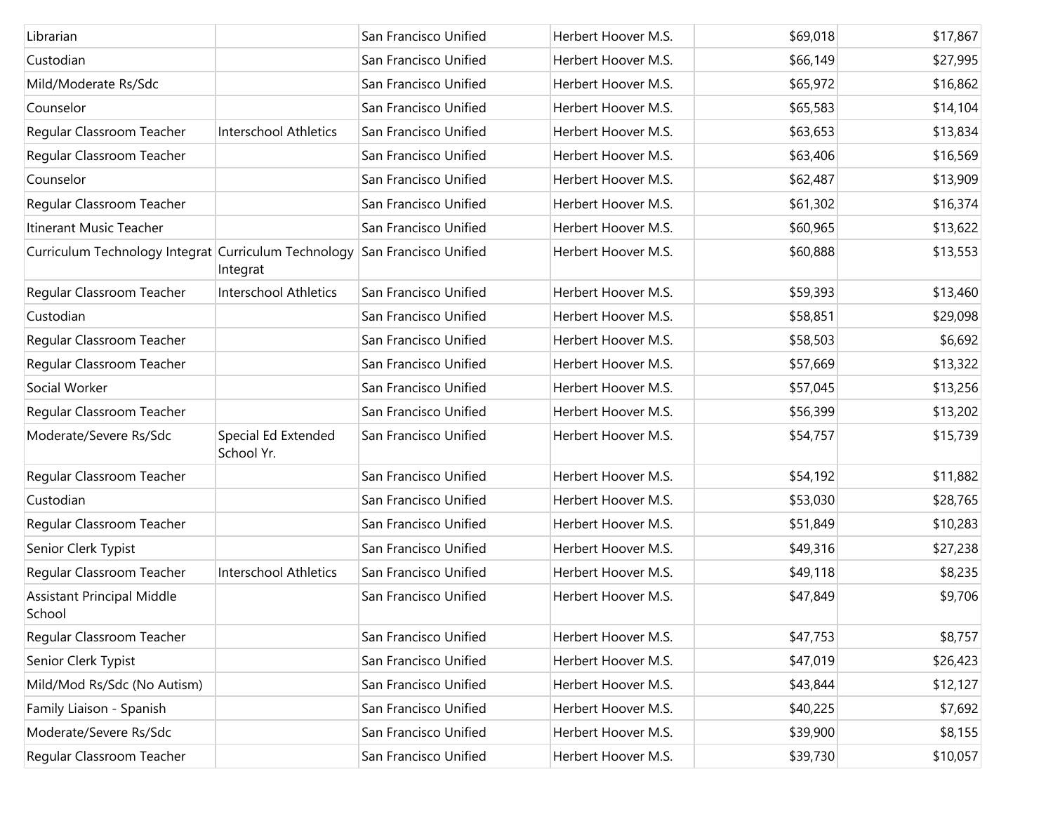| | | | | | |
|---|---|---|---|---|---|
| Librarian | | San Francisco Unified | Herbert Hoover M.S. | $69,018 | $17,867 |
| Custodian | | San Francisco Unified | Herbert Hoover M.S. | $66,149 | $27,995 |
| Mild/Moderate Rs/Sdc | | San Francisco Unified | Herbert Hoover M.S. | $65,972 | $16,862 |
| Counselor | | San Francisco Unified | Herbert Hoover M.S. | $65,583 | $14,104 |
| Regular Classroom Teacher | Interschool Athletics | San Francisco Unified | Herbert Hoover M.S. | $63,653 | $13,834 |
| Regular Classroom Teacher | | San Francisco Unified | Herbert Hoover M.S. | $63,406 | $16,569 |
| Counselor | | San Francisco Unified | Herbert Hoover M.S. | $62,487 | $13,909 |
| Regular Classroom Teacher | | San Francisco Unified | Herbert Hoover M.S. | $61,302 | $16,374 |
| Itinerant Music Teacher | | San Francisco Unified | Herbert Hoover M.S. | $60,965 | $13,622 |
| Curriculum Technology Integrat | Curriculum Technology Integrat | San Francisco Unified | Herbert Hoover M.S. | $60,888 | $13,553 |
| Regular Classroom Teacher | Interschool Athletics | San Francisco Unified | Herbert Hoover M.S. | $59,393 | $13,460 |
| Custodian | | San Francisco Unified | Herbert Hoover M.S. | $58,851 | $29,098 |
| Regular Classroom Teacher | | San Francisco Unified | Herbert Hoover M.S. | $58,503 | $6,692 |
| Regular Classroom Teacher | | San Francisco Unified | Herbert Hoover M.S. | $57,669 | $13,322 |
| Social Worker | | San Francisco Unified | Herbert Hoover M.S. | $57,045 | $13,256 |
| Regular Classroom Teacher | | San Francisco Unified | Herbert Hoover M.S. | $56,399 | $13,202 |
| Moderate/Severe Rs/Sdc | Special Ed Extended School Yr. | San Francisco Unified | Herbert Hoover M.S. | $54,757 | $15,739 |
| Regular Classroom Teacher | | San Francisco Unified | Herbert Hoover M.S. | $54,192 | $11,882 |
| Custodian | | San Francisco Unified | Herbert Hoover M.S. | $53,030 | $28,765 |
| Regular Classroom Teacher | | San Francisco Unified | Herbert Hoover M.S. | $51,849 | $10,283 |
| Senior Clerk Typist | | San Francisco Unified | Herbert Hoover M.S. | $49,316 | $27,238 |
| Regular Classroom Teacher | Interschool Athletics | San Francisco Unified | Herbert Hoover M.S. | $49,118 | $8,235 |
| Assistant Principal Middle School | | San Francisco Unified | Herbert Hoover M.S. | $47,849 | $9,706 |
| Regular Classroom Teacher | | San Francisco Unified | Herbert Hoover M.S. | $47,753 | $8,757 |
| Senior Clerk Typist | | San Francisco Unified | Herbert Hoover M.S. | $47,019 | $26,423 |
| Mild/Mod Rs/Sdc (No Autism) | | San Francisco Unified | Herbert Hoover M.S. | $43,844 | $12,127 |
| Family Liaison - Spanish | | San Francisco Unified | Herbert Hoover M.S. | $40,225 | $7,692 |
| Moderate/Severe Rs/Sdc | | San Francisco Unified | Herbert Hoover M.S. | $39,900 | $8,155 |
| Regular Classroom Teacher | | San Francisco Unified | Herbert Hoover M.S. | $39,730 | $10,057 |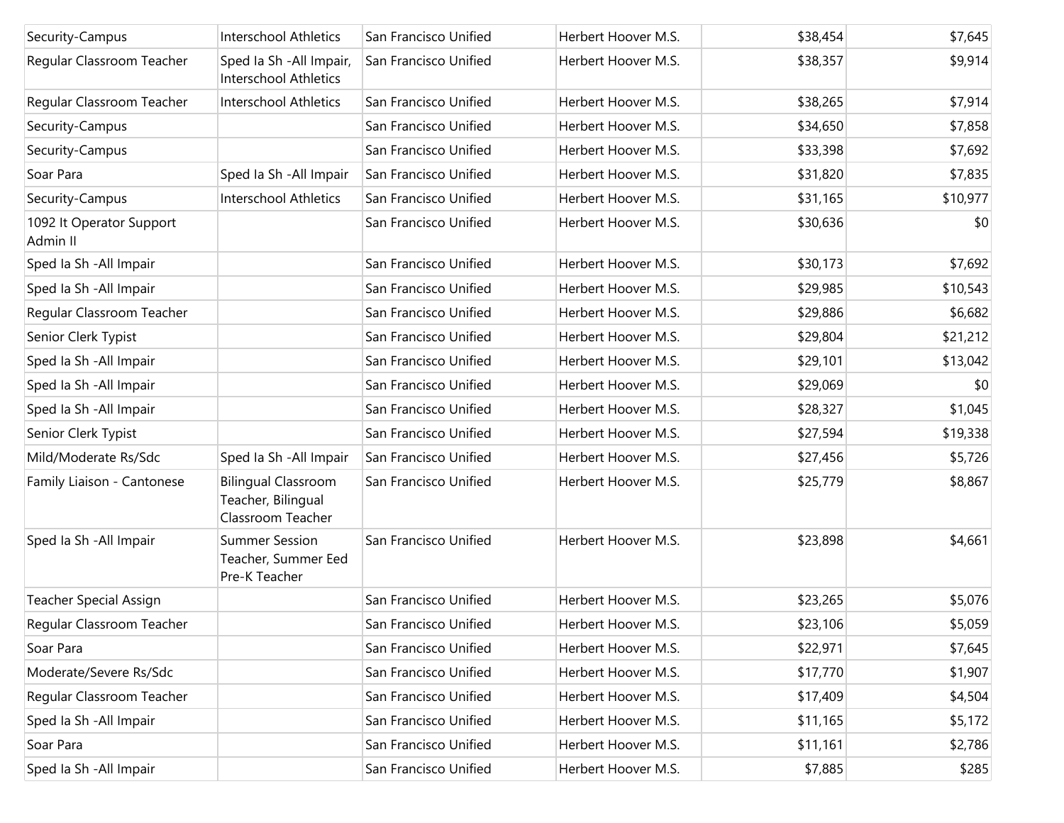| | | | | | |
|---|---|---|---|---|---|
| Security-Campus | Interschool Athletics | San Francisco Unified | Herbert Hoover M.S. | $38,454 | $7,645 |
| Regular Classroom Teacher | Sped Ia Sh -All Impair, Interschool Athletics | San Francisco Unified | Herbert Hoover M.S. | $38,357 | $9,914 |
| Regular Classroom Teacher | Interschool Athletics | San Francisco Unified | Herbert Hoover M.S. | $38,265 | $7,914 |
| Security-Campus | | San Francisco Unified | Herbert Hoover M.S. | $34,650 | $7,858 |
| Security-Campus | | San Francisco Unified | Herbert Hoover M.S. | $33,398 | $7,692 |
| Soar Para | Sped Ia Sh -All Impair | San Francisco Unified | Herbert Hoover M.S. | $31,820 | $7,835 |
| Security-Campus | Interschool Athletics | San Francisco Unified | Herbert Hoover M.S. | $31,165 | $10,977 |
| 1092 It Operator Support Admin II | | San Francisco Unified | Herbert Hoover M.S. | $30,636 | $0 |
| Sped Ia Sh -All Impair | | San Francisco Unified | Herbert Hoover M.S. | $30,173 | $7,692 |
| Sped Ia Sh -All Impair | | San Francisco Unified | Herbert Hoover M.S. | $29,985 | $10,543 |
| Regular Classroom Teacher | | San Francisco Unified | Herbert Hoover M.S. | $29,886 | $6,682 |
| Senior Clerk Typist | | San Francisco Unified | Herbert Hoover M.S. | $29,804 | $21,212 |
| Sped Ia Sh -All Impair | | San Francisco Unified | Herbert Hoover M.S. | $29,101 | $13,042 |
| Sped Ia Sh -All Impair | | San Francisco Unified | Herbert Hoover M.S. | $29,069 | $0 |
| Sped Ia Sh -All Impair | | San Francisco Unified | Herbert Hoover M.S. | $28,327 | $1,045 |
| Senior Clerk Typist | | San Francisco Unified | Herbert Hoover M.S. | $27,594 | $19,338 |
| Mild/Moderate Rs/Sdc | Sped Ia Sh -All Impair | San Francisco Unified | Herbert Hoover M.S. | $27,456 | $5,726 |
| Family Liaison - Cantonese | Bilingual Classroom Teacher, Bilingual Classroom Teacher | San Francisco Unified | Herbert Hoover M.S. | $25,779 | $8,867 |
| Sped Ia Sh -All Impair | Summer Session Teacher, Summer Eed Pre-K Teacher | San Francisco Unified | Herbert Hoover M.S. | $23,898 | $4,661 |
| Teacher Special Assign | | San Francisco Unified | Herbert Hoover M.S. | $23,265 | $5,076 |
| Regular Classroom Teacher | | San Francisco Unified | Herbert Hoover M.S. | $23,106 | $5,059 |
| Soar Para | | San Francisco Unified | Herbert Hoover M.S. | $22,971 | $7,645 |
| Moderate/Severe Rs/Sdc | | San Francisco Unified | Herbert Hoover M.S. | $17,770 | $1,907 |
| Regular Classroom Teacher | | San Francisco Unified | Herbert Hoover M.S. | $17,409 | $4,504 |
| Sped Ia Sh -All Impair | | San Francisco Unified | Herbert Hoover M.S. | $11,165 | $5,172 |
| Soar Para | | San Francisco Unified | Herbert Hoover M.S. | $11,161 | $2,786 |
| Sped Ia Sh -All Impair | | San Francisco Unified | Herbert Hoover M.S. | $7,885 | $285 |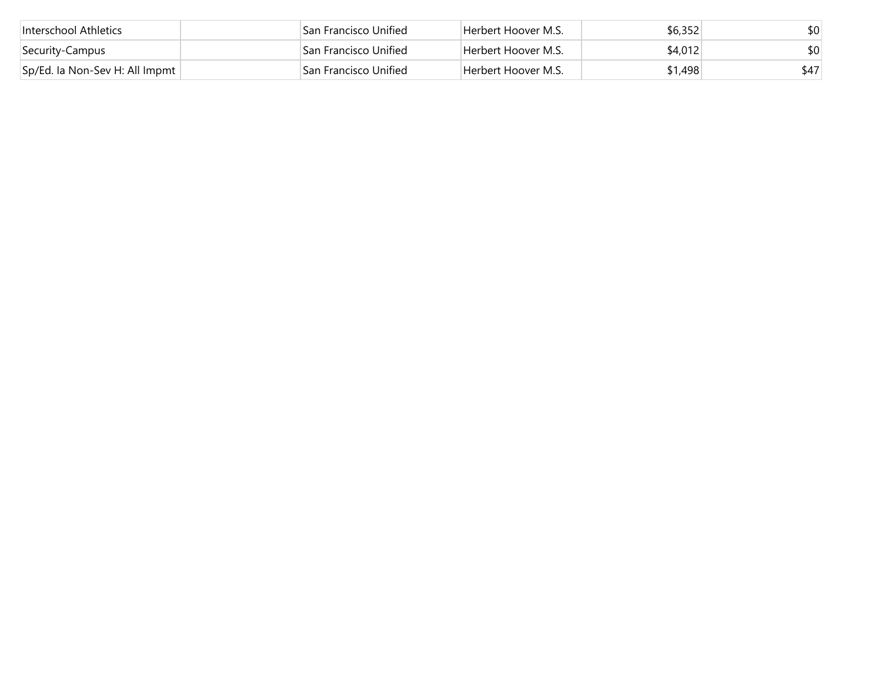| | | | | | |
|---|---|---|---|---|---|
| Interschool Athletics | | San Francisco Unified | Herbert Hoover M.S. | $6,352 | $0 |
| Security-Campus | | San Francisco Unified | Herbert Hoover M.S. | $4,012 | $0 |
| Sp/Ed. Ia Non-Sev H: All Impmt | | San Francisco Unified | Herbert Hoover M.S. | $1,498 | $47 |